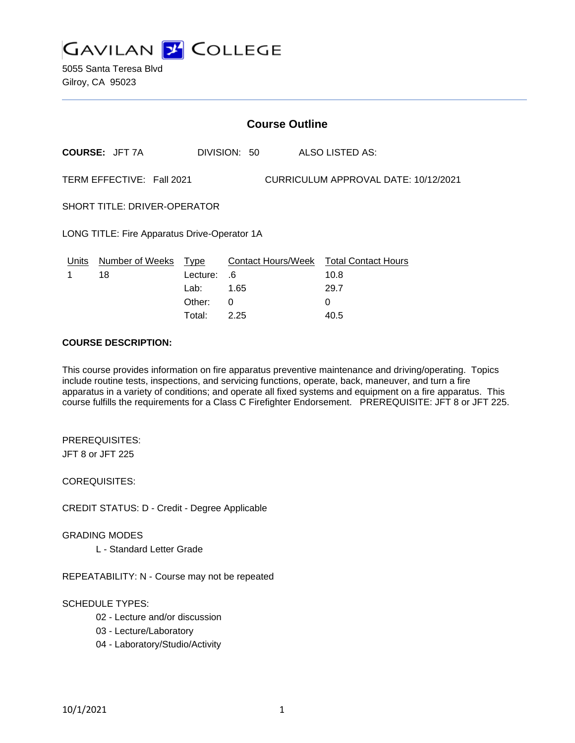# GAVILAN COLLEGE

5055 Santa Teresa Blvd
Gilroy, CA 95023

## Course Outline

**COURSE:** JFT 7A DIVISION: 50 ALSO LISTED AS:

TERM EFFECTIVE: Fall 2021 CURRICULUM APPROVAL DATE: 10/12/2021

SHORT TITLE: DRIVER-OPERATOR

LONG TITLE: Fire Apparatus Drive-Operator 1A

| Units | Number of Weeks | Type | Contact Hours/Week | Total Contact Hours |
|---|---|---|---|---|
| 1 | 18 | Lecture: | .6 | 10.8 |
| | | Lab: | 1.65 | 29.7 |
| | | Other: | 0 | 0 |
| | | Total: | 2.25 | 40.5 |

**COURSE DESCRIPTION:**

This course provides information on fire apparatus preventive maintenance and driving/operating. Topics include routine tests, inspections, and servicing functions, operate, back, maneuver, and turn a fire apparatus in a variety of conditions; and operate all fixed systems and equipment on a fire apparatus. This course fulfills the requirements for a Class C Firefighter Endorsement. PREREQUISITE: JFT 8 or JFT 225.

PREREQUISITES:
JFT 8 or JFT 225

COREQUISITES:

CREDIT STATUS: D - Credit - Degree Applicable

GRADING MODES
- L - Standard Letter Grade

REPEATABILITY: N - Course may not be repeated

SCHEDULE TYPES:
- 02 - Lecture and/or discussion
- 03 - Lecture/Laboratory
- 04 - Laboratory/Studio/Activity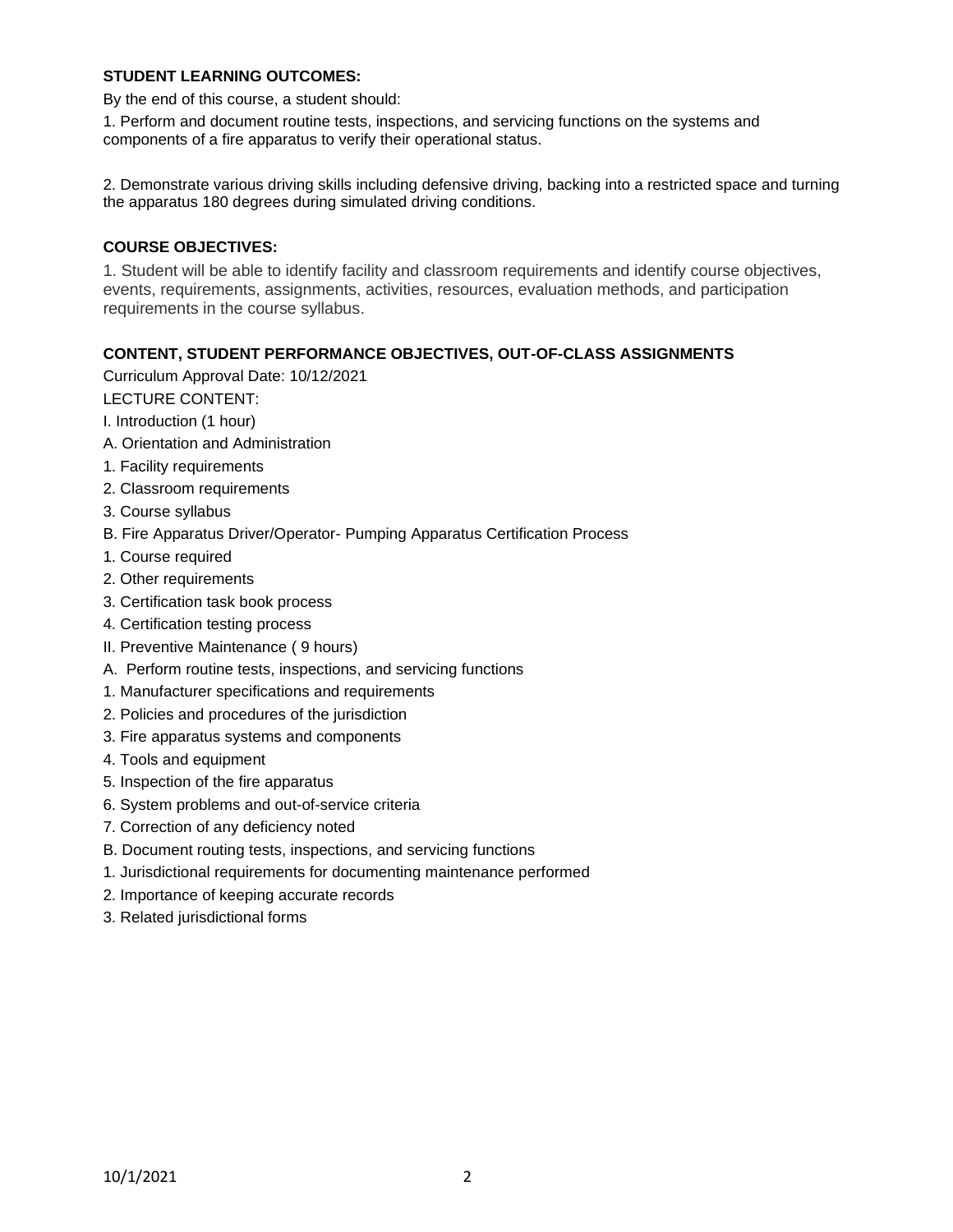**STUDENT LEARNING OUTCOMES:**

By the end of this course, a student should:

1. Perform and document routine tests, inspections, and servicing functions on the systems and components of a fire apparatus to verify their operational status.

2. Demonstrate various driving skills including defensive driving, backing into a restricted space and turning the apparatus 180 degrees during simulated driving conditions.

**COURSE OBJECTIVES:**

1. Student will be able to identify facility and classroom requirements and identify course objectives, events, requirements, assignments, activities, resources, evaluation methods, and participation requirements in the course syllabus.

**CONTENT, STUDENT PERFORMANCE OBJECTIVES, OUT-OF-CLASS ASSIGNMENTS**

Curriculum Approval Date: 10/12/2021

LECTURE CONTENT:

I. Introduction (1 hour)

A. Orientation and Administration

1. Facility requirements

2. Classroom requirements

3. Course syllabus

B. Fire Apparatus Driver/Operator- Pumping Apparatus Certification Process

1. Course required

2. Other requirements

3. Certification task book process

4. Certification testing process

II. Preventive Maintenance ( 9 hours)

A.  Perform routine tests, inspections, and servicing functions

1. Manufacturer specifications and requirements

2. Policies and procedures of the jurisdiction

3. Fire apparatus systems and components

4. Tools and equipment

5. Inspection of the fire apparatus

6. System problems and out-of-service criteria

7. Correction of any deficiency noted

B. Document routing tests, inspections, and servicing functions

1. Jurisdictional requirements for documenting maintenance performed

2. Importance of keeping accurate records

3. Related jurisdictional forms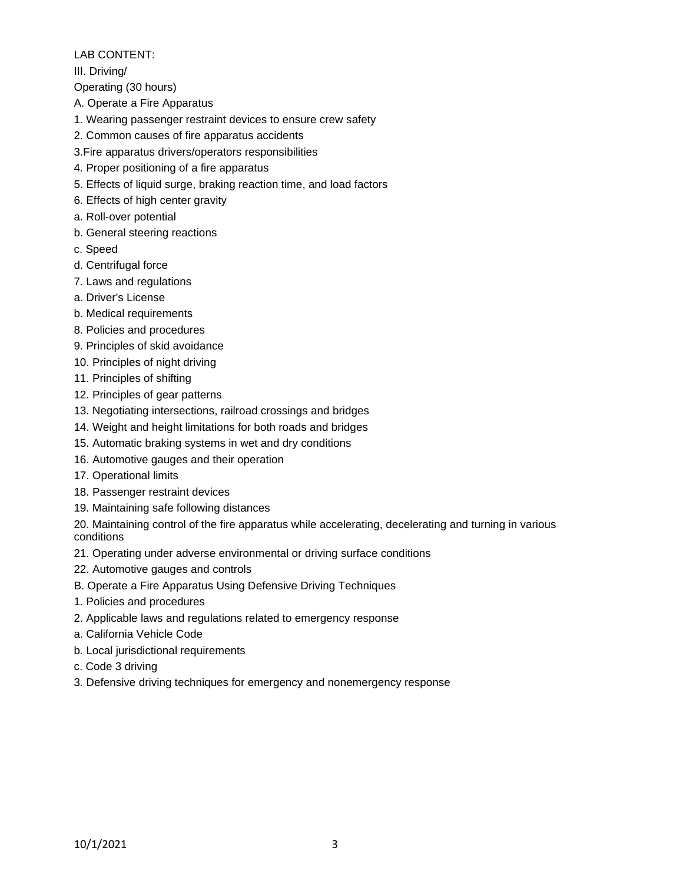LAB CONTENT:

III. Driving/

Operating (30 hours)

A. Operate a Fire Apparatus

1. Wearing passenger restraint devices to ensure crew safety
2. Common causes of fire apparatus accidents
3. Fire apparatus drivers/operators responsibilities
4. Proper positioning of a fire apparatus
5. Effects of liquid surge, braking reaction time, and load factors
6. Effects of high center gravity

a. Roll-over potential

b. General steering reactions

c. Speed

d. Centrifugal force

7. Laws and regulations

a. Driver's License

b. Medical requirements

8. Policies and procedures
9. Principles of skid avoidance
10. Principles of night driving
11. Principles of shifting
12. Principles of gear patterns
13. Negotiating intersections, railroad crossings and bridges
14. Weight and height limitations for both roads and bridges
15. Automatic braking systems in wet and dry conditions
16. Automotive gauges and their operation
17. Operational limits
18. Passenger restraint devices
19. Maintaining safe following distances
20. Maintaining control of the fire apparatus while accelerating, decelerating and turning in various conditions
21. Operating under adverse environmental or driving surface conditions
22. Automotive gauges and controls

B. Operate a Fire Apparatus Using Defensive Driving Techniques

1. Policies and procedures
2. Applicable laws and regulations related to emergency response

a. California Vehicle Code

b. Local jurisdictional requirements

c. Code 3 driving

3. Defensive driving techniques for emergency and nonemergency response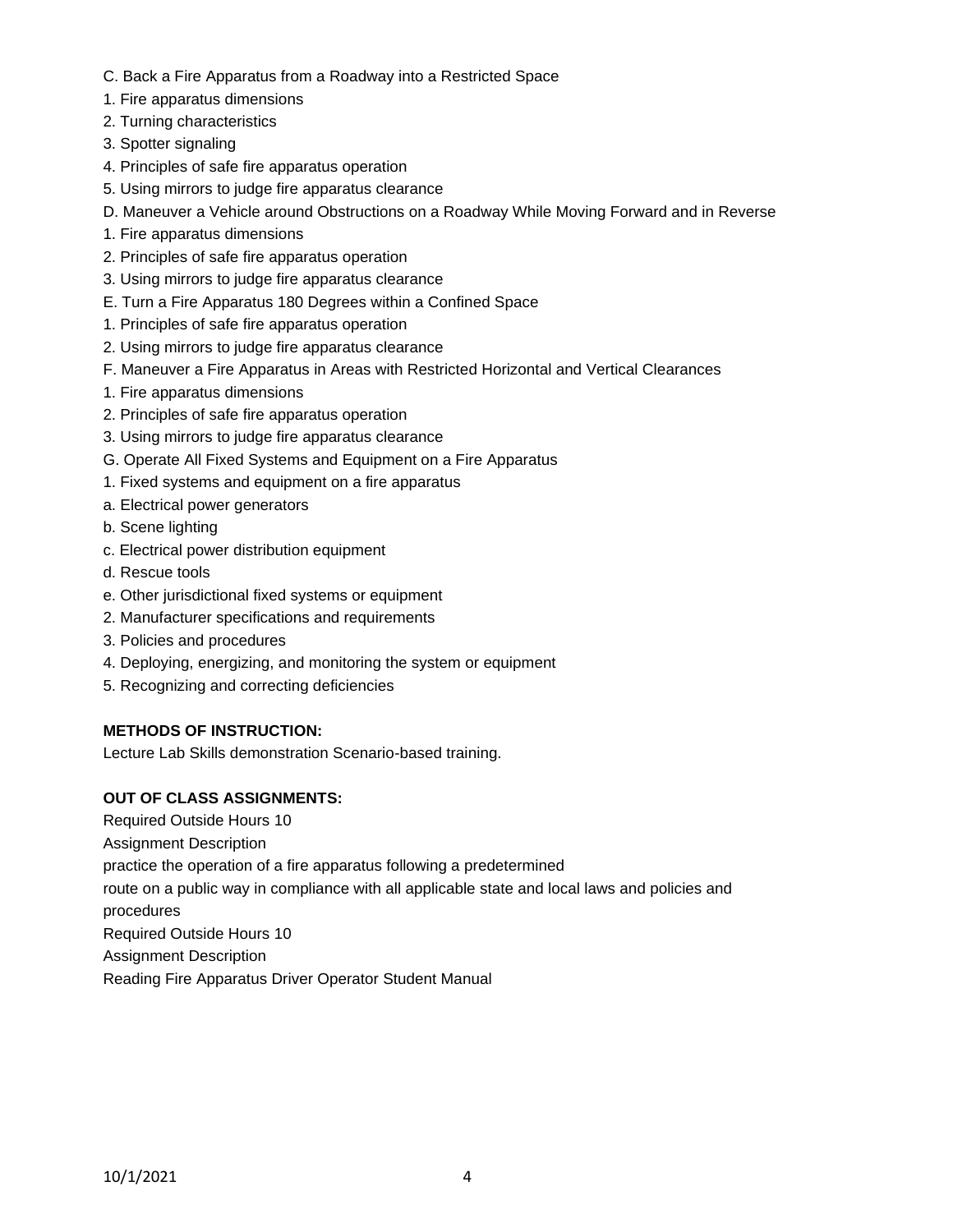C. Back a Fire Apparatus from a Roadway into a Restricted Space
1. Fire apparatus dimensions
2. Turning characteristics
3. Spotter signaling
4. Principles of safe fire apparatus operation
5. Using mirrors to judge fire apparatus clearance

D. Maneuver a Vehicle around Obstructions on a Roadway While Moving Forward and in Reverse
1. Fire apparatus dimensions
2. Principles of safe fire apparatus operation
3. Using mirrors to judge fire apparatus clearance

E. Turn a Fire Apparatus 180 Degrees within a Confined Space
1. Principles of safe fire apparatus operation
2. Using mirrors to judge fire apparatus clearance

F. Maneuver a Fire Apparatus in Areas with Restricted Horizontal and Vertical Clearances
1. Fire apparatus dimensions
2. Principles of safe fire apparatus operation
3. Using mirrors to judge fire apparatus clearance

G. Operate All Fixed Systems and Equipment on a Fire Apparatus
1. Fixed systems and equipment on a fire apparatus
a. Electrical power generators
b. Scene lighting
c. Electrical power distribution equipment
d. Rescue tools
e. Other jurisdictional fixed systems or equipment
2. Manufacturer specifications and requirements
3. Policies and procedures
4. Deploying, energizing, and monitoring the system or equipment
5. Recognizing and correcting deficiencies

**METHODS OF INSTRUCTION:**

Lecture Lab Skills demonstration Scenario-based training.

**OUT OF CLASS ASSIGNMENTS:**

Required Outside Hours 10
Assignment Description
practice the operation of a fire apparatus following a predetermined route on a public way in compliance with all applicable state and local laws and policies and procedures

Required Outside Hours 10
Assignment Description
Reading Fire Apparatus Driver Operator Student Manual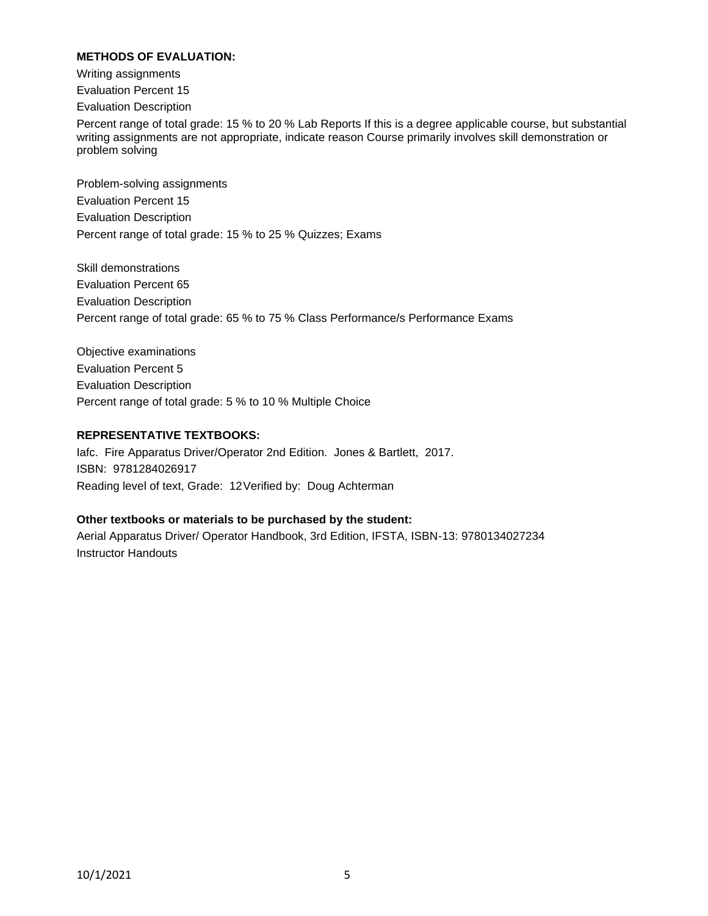**METHODS OF EVALUATION:**

Writing assignments

Evaluation Percent 15

Evaluation Description

Percent range of total grade: 15 % to 20 % Lab Reports If this is a degree applicable course, but substantial writing assignments are not appropriate, indicate reason Course primarily involves skill demonstration or problem solving

Problem-solving assignments

Evaluation Percent 15

Evaluation Description

Percent range of total grade: 15 % to 25 % Quizzes; Exams

Skill demonstrations

Evaluation Percent 65

Evaluation Description

Percent range of total grade: 65 % to 75 % Class Performance/s Performance Exams

Objective examinations

Evaluation Percent 5

Evaluation Description

Percent range of total grade: 5 % to 10 % Multiple Choice

**REPRESENTATIVE TEXTBOOKS:**

Iafc. Fire Apparatus Driver/Operator 2nd Edition. Jones & Bartlett, 2017.
ISBN: 9781284026917
Reading level of text, Grade: 12 Verified by: Doug Achterman

**Other textbooks or materials to be purchased by the student:**

Aerial Apparatus Driver/ Operator Handbook, 3rd Edition, IFSTA, ISBN-13: 9780134027234
Instructor Handouts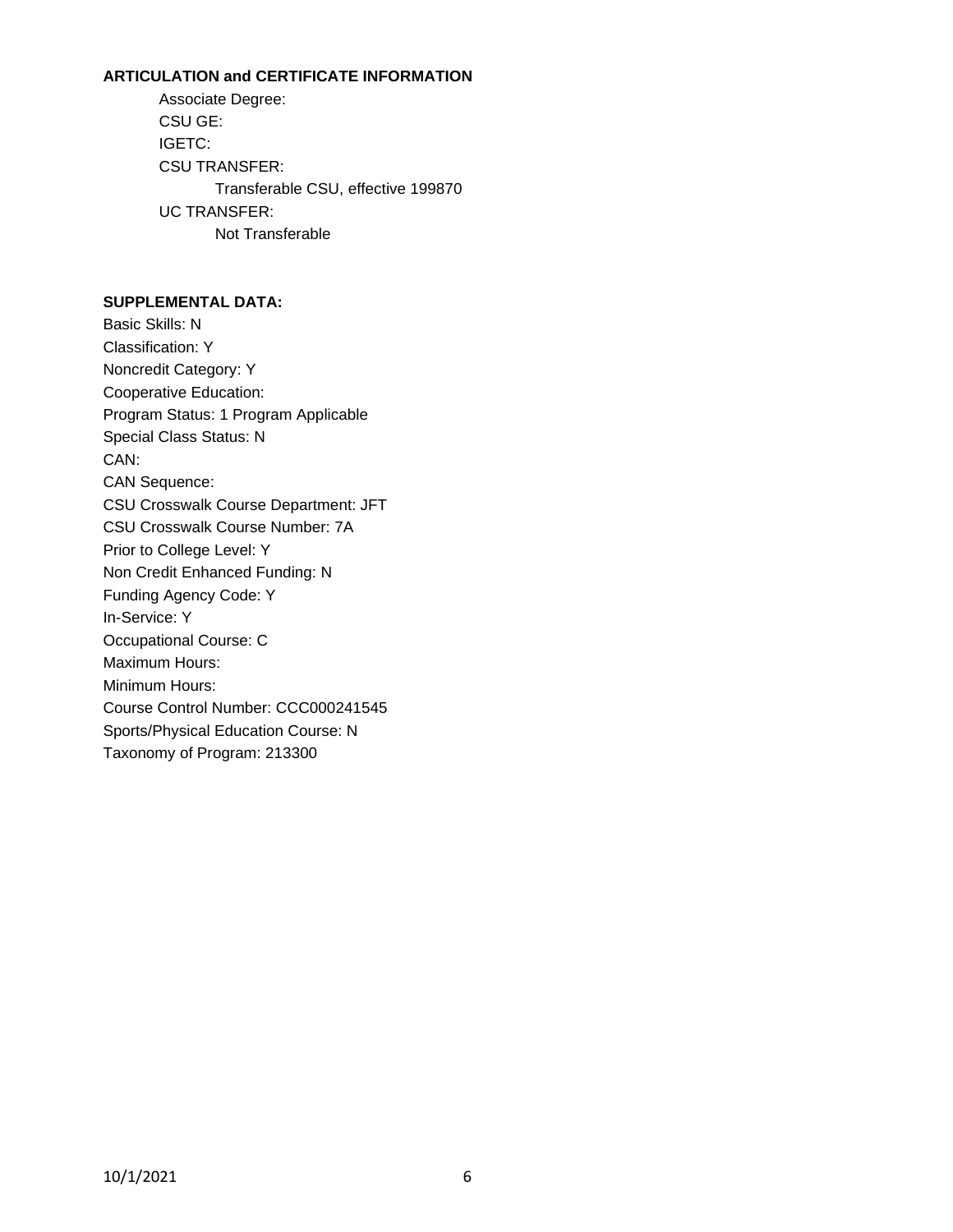**ARTICULATION and CERTIFICATE INFORMATION**

Associate Degree:

CSU GE:

IGETC:

CSU TRANSFER:

Transferable CSU, effective 199870

UC TRANSFER:

Not Transferable

**SUPPLEMENTAL DATA:**

Basic Skills: N

Classification: Y

Noncredit Category: Y

Cooperative Education:

Program Status: 1 Program Applicable

Special Class Status: N

CAN:

CAN Sequence:

CSU Crosswalk Course Department: JFT

CSU Crosswalk Course Number: 7A

Prior to College Level: Y

Non Credit Enhanced Funding: N

Funding Agency Code: Y

In-Service: Y

Occupational Course: C

Maximum Hours:

Minimum Hours:

Course Control Number: CCC000241545

Sports/Physical Education Course: N

Taxonomy of Program: 213300